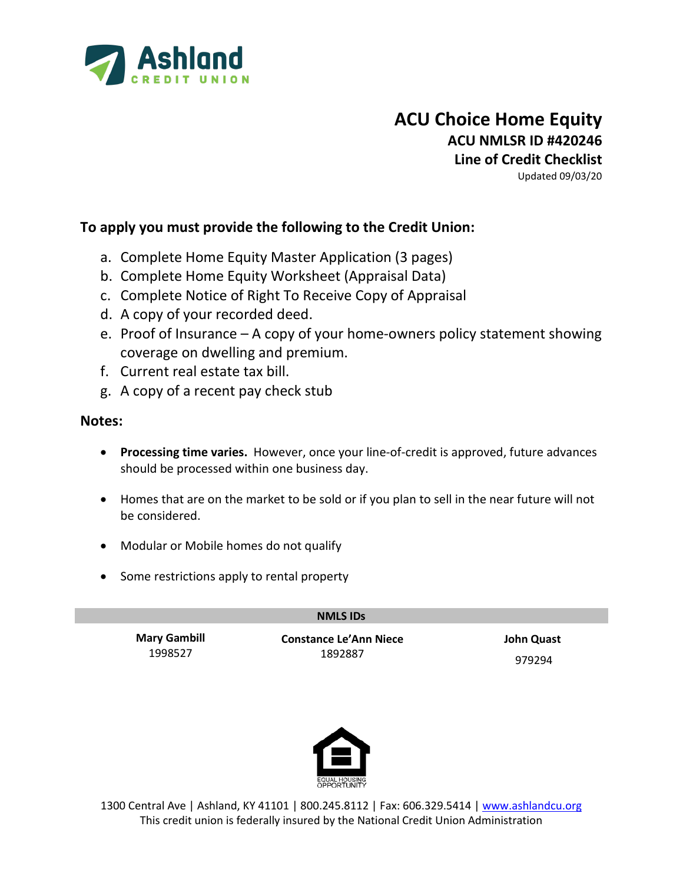Ashland CREDIT UNION

# ACU Choice Home Equity

**ACU NMLSR ID #420246**

**Line of Credit Checklist**

Updated 09/03/20

## To apply you must provide the following to the Credit Union:

a. Complete Home Equity Master Application (3 pages)
b. Complete Home Equity Worksheet (Appraisal Data)
c. Complete Notice of Right To Receive Copy of Appraisal
d. A copy of your recorded deed.
e. Proof of Insurance – A copy of your home-owners policy statement showing coverage on dwelling and premium.
f. Current real estate tax bill.
g. A copy of a recent pay check stub

## Notes:

- **Processing time varies.** However, once your line-of-credit is approved, future advances should be processed within one business day.
- Homes that are on the market to be sold or if you plan to sell in the near future will not be considered.
- Modular or Mobile homes do not qualify
- Some restrictions apply to rental property

| NMLS IDs | | |
|---|---|---|
| **Mary Gambill** | **Constance Le'Ann Niece** | **John Quast** |
| 1998527 | 1892887 | 979294 |

EQUAL HOUSING OPPORTUNITY

1300 Central Ave | Ashland, KY 41101 | 800.245.8112 | Fax: 606.329.5414 | www.ashlandcu.org
This credit union is federally insured by the National Credit Union Administration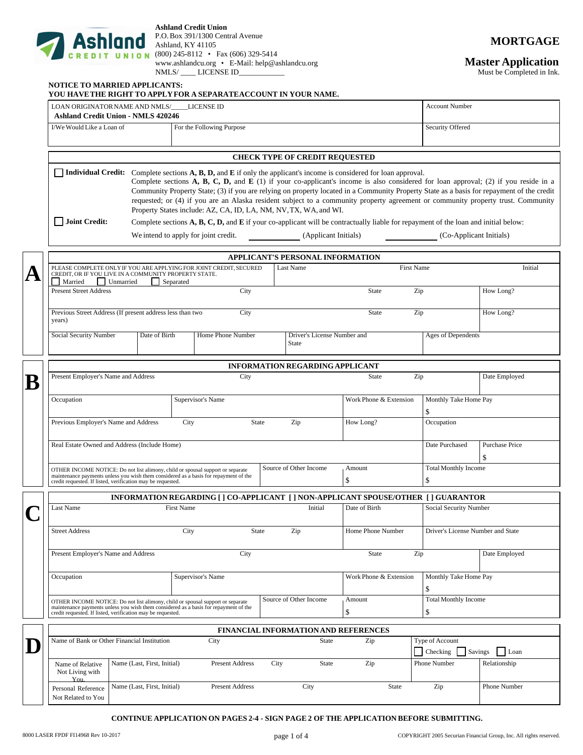**Ashland Credit Union**
P.O. Box 391/1300 Central Avenue
Ashland, KY 41105
(800) 245-8112 • Fax (606) 329-5414
www.ashlandcu.org • E-Mail: help@ashlandcu.org
NMLS/ ____ LICENSE ID____________

# MORTGAGE

## Master Application

Must be Completed in Ink.

**NOTICE TO MARRIED APPLICANTS:**
**YOU HAVE THE RIGHT TO APPLY FOR A SEPARATE ACCOUNT IN YOUR NAME.**

| LOAN ORIGINATOR NAME AND NMLS/____LICENSE ID **Ashland Credit Union - NMLS 420246** | | Account Number |
|---|---|---|
| I/We Would Like a Loan of | For the Following Purpose | Security Offered |

### CHECK TYPE OF CREDIT REQUESTED

☐ **Individual Credit:** Complete sections **A, B, D,** and **E** if only the applicant's income is considered for loan approval.
Complete sections **A, B, C, D,** and **E** (1) if your co-applicant's income is also considered for loan approval; (2) if you reside in a Community Property State; (3) if you are relying on property located in a Community Property State as a basis for repayment of the credit requested; or (4) if you are an Alaska resident subject to a community property agreement or community property trust. Community Property States include: AZ, CA, ID, LA, NM, NV, TX, WA, and WI.

☐ **Joint Credit:** Complete sections **A, B, C, D,** and **E** if your co-applicant will be contractually liable for repayment of the loan and initial below:

We intend to apply for joint credit. __________ (Applicant Initials) __________ (Co-Applicant Initials)

### A — APPLICANT'S PERSONAL INFORMATION

| PLEASE COMPLETE ONLY IF YOU ARE APPLYING FOR JOINT CREDIT, SECURED CREDIT, OR IF YOU LIVE IN A COMMUNITY PROPERTY STATE. ☐ Married ☐ Unmarried ☐ Separated | Last Name | | First Name | | Initial |
|---|---|---|---|---|---|
| Present Street Address | City | | State | Zip | How Long? |
| Previous Street Address (If present address less than two years) | City | | State | Zip | How Long? |
| Social Security Number | Date of Birth | Home Phone Number | Driver's License Number and State | | Ages of Dependents |

### B — INFORMATION REGARDING APPLICANT

| Present Employer's Name and Address | | City | | State | Zip | Date Employed |
|---|---|---|---|---|---|---|
| Occupation | Supervisor's Name | | | Work Phone & Extension | Monthly Take Home Pay $ | |
| Previous Employer's Name and Address | City | State | Zip | How Long? | Occupation | |
| Real Estate Owned and Address (Include Home) | | | | | Date Purchased | Purchase Price $ |
| OTHER INCOME NOTICE: Do not list alimony, child or spousal support or separate maintenance payments unless you wish them considered as a basis for repayment of the credit requested. If listed, verification may be requested. | | Source of Other Income | | Amount $ | Total Monthly Income $ | |

### C — INFORMATION REGARDING [ ] CO-APPLICANT [ ] NON-APPLICANT SPOUSE/OTHER [ ] GUARANTOR

| Last Name | First Name | | Initial | Date of Birth | Social Security Number | |
|---|---|---|---|---|---|---|
| Street Address | City | State | Zip | Home Phone Number | Driver's License Number and State | |
| Present Employer's Name and Address | City | | | State | Zip | Date Employed |
| Occupation | Supervisor's Name | | | Work Phone & Extension | Monthly Take Home Pay $ | |
| OTHER INCOME NOTICE: Do not list alimony, child or spousal support or separate maintenance payments unless you wish them considered as a basis for repayment of the credit requested. If listed, verification may be requested. | | Source of Other Income | | Amount $ | Total Monthly Income $ | |

### D — FINANCIAL INFORMATION AND REFERENCES

| Name of Bank or Other Financial Institution | | City | | State | Zip | Type of Account ☐ Checking ☐ Savings ☐ Loan | |
|---|---|---|---|---|---|---|---|
| Name of Relative Not Living with You | Name (Last, First, Initial) | Present Address | City | State | Zip | Phone Number | Relationship |
| Personal Reference Not Related to You | Name (Last, First, Initial) | Present Address | City | | State | Zip | Phone Number |

**CONTINUE APPLICATION ON PAGES 2-4 - SIGN PAGE 2 OF THE APPLICATION BEFORE SUBMITTING.**

8000 LASER FPDF FI14968 Rev 10-2017 — COPYRIGHT 2005 Securian Financial Group, Inc. All rights reserved.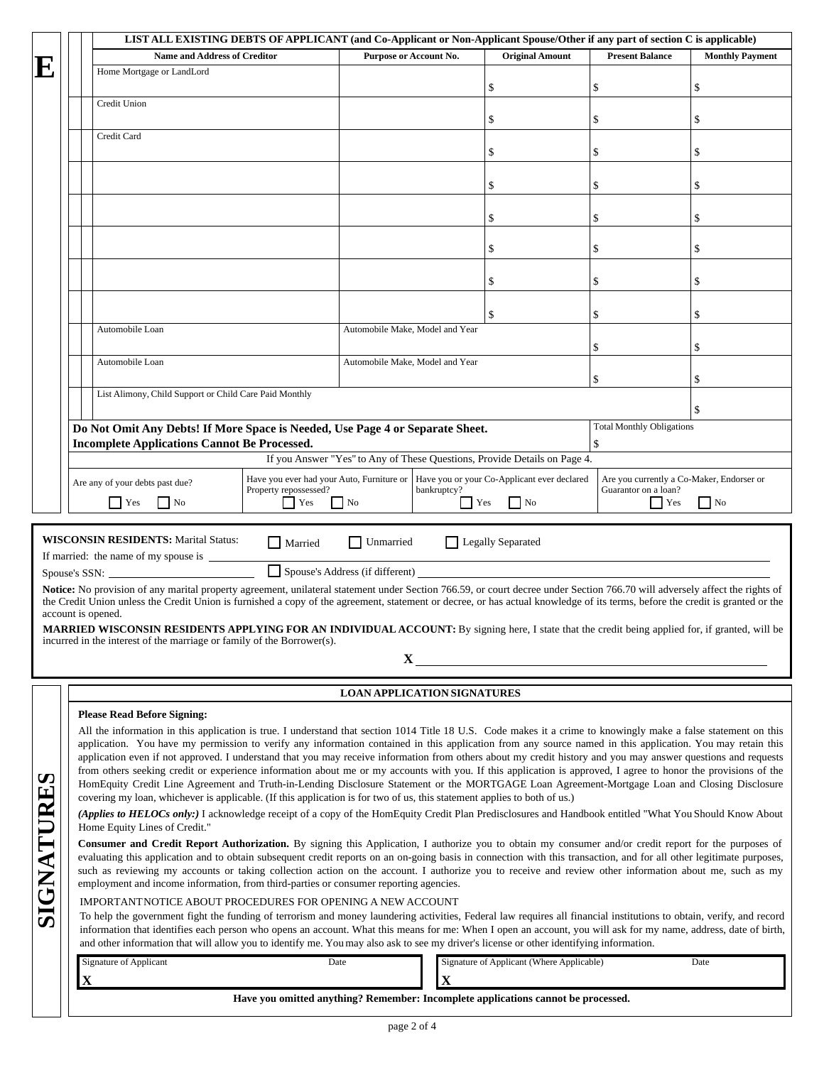**E**

| Name and Address of Creditor | Purpose or Account No. | Original Amount | Present Balance | Monthly Payment |
|---|---|---|---|---|
| **LIST ALL EXISTING DEBTS OF APPLICANT (and Co-Applicant or Non-Applicant Spouse/Other if any part of section C is applicable)** | | | | |
| Home Mortgage or LandLord | | $ | $ | $ |
| Credit Union | | $ | $ | $ |
| Credit Card | | $ | $ | $ |
| | | $ | $ | $ |
| | | $ | $ | $ |
| | | $ | $ | $ |
| | | $ | $ | $ |
| | | $ | $ | $ |
| Automobile Loan | Automobile Make, Model and Year | | $ | $ |
| Automobile Loan | Automobile Make, Model and Year | | $ | $ |
| List Alimony, Child Support or Child Care Paid Monthly | | | | $ |

**Do Not Omit Any Debts! If More Space is Needed, Use Page 4 or Separate Sheet.**
**Incomplete Applications Cannot Be Processed.**

Total Monthly Obligations $

If you Answer "Yes" to Any of These Questions, Provide Details on Page 4.

| Are any of your debts past due? | Have you ever had your Auto, Furniture or Property repossessed? | Have you or your Co-Applicant ever declared bankruptcy? | Are you currently a Co-Maker, Endorser or Guarantor on a loan? |
|---|---|---|---|
| ☐ Yes ☐ No | ☐ Yes ☐ No | ☐ Yes ☐ No | ☐ Yes ☐ No |

**WISCONSIN RESIDENTS:** Marital Status: ☐ Married ☐ Unmarried ☐ Legally Separated

If married: the name of my spouse is ______________________

Spouse's SSN: ______________ ☐ Spouse's Address (if different) ______________________

**Notice:** No provision of any marital property agreement, unilateral statement under Section 766.59, or court decree under Section 766.70 will adversely affect the rights of the Credit Union unless the Credit Union is furnished a copy of the agreement, statement or decree, or has actual knowledge of its terms, before the credit is granted or the account is opened.

**MARRIED WISCONSIN RESIDENTS APPLYING FOR AN INDIVIDUAL ACCOUNT:** By signing here, I state that the credit being applied for, if granted, will be incurred in the interest of the marriage or family of the Borrower(s).

**X** ______________________

## SIGNATURES

### LOAN APPLICATION SIGNATURES

**Please Read Before Signing:**

All the information in this application is true. I understand that section 1014 Title 18 U.S. Code makes it a crime to knowingly make a false statement on this application. You have my permission to verify any information contained in this application from any source named in this application. You may retain this application even if not approved. I understand that you may receive information from others about my credit history and you may answer questions and requests from others seeking credit or experience information about me or my accounts with you. If this application is approved, I agree to honor the provisions of the HomEquity Credit Line Agreement and Truth-in-Lending Disclosure Statement or the MORTGAGE Loan Agreement-Mortgage Loan and Closing Disclosure covering my loan, whichever is applicable. (If this application is for two of us, this statement applies to both of us.)

*(Applies to HELOCs only:)* I acknowledge receipt of a copy of the HomEquity Credit Plan Predisclosures and Handbook entitled "What You Should Know About Home Equity Lines of Credit."

**Consumer and Credit Report Authorization.** By signing this Application, I authorize you to obtain my consumer and/or credit report for the purposes of evaluating this application and to obtain subsequent credit reports on an on-going basis in connection with this transaction, and for all other legitimate purposes, such as reviewing my accounts or taking collection action on the account. I authorize you to receive and review other information about me, such as my employment and income information, from third-parties or consumer reporting agencies.

IMPORTANT NOTICE ABOUT PROCEDURES FOR OPENING A NEW ACCOUNT
To help the government fight the funding of terrorism and money laundering activities, Federal law requires all financial institutions to obtain, verify, and record information that identifies each person who opens an account. What this means for me: When I open an account, you will ask for my name, address, date of birth, and other information that will allow you to identify me. You may also ask to see my driver's license or other identifying information.

| Signature of Applicant | Date | Signature of Applicant (Where Applicable) | Date |
|---|---|---|---|
| **X** | | **X** | |

**Have you omitted anything? Remember: Incomplete applications cannot be processed.**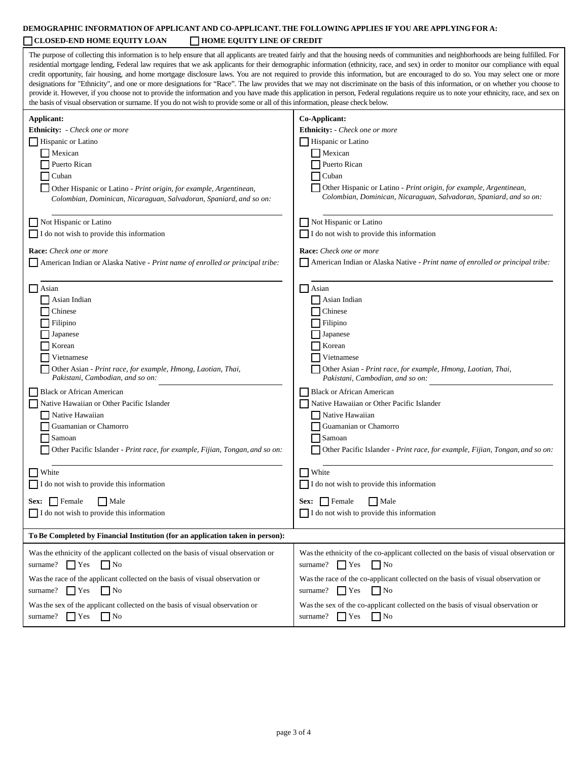**DEMOGRAPHIC INFORMATION OF APPLICANT AND CO-APPLICANT. THE FOLLOWING APPLIES IF YOU ARE APPLYING FOR A:**

☐ **CLOSED-END HOME EQUITY LOAN** ☐ **HOME EQUITY LINE OF CREDIT**

The purpose of collecting this information is to help ensure that all applicants are treated fairly and that the housing needs of communities and neighborhoods are being fulfilled. For residential mortgage lending, Federal law requires that we ask applicants for their demographic information (ethnicity, race, and sex) in order to monitor our compliance with equal credit opportunity, fair housing, and home mortgage disclosure laws. You are not required to provide this information, but are encouraged to do so. You may select one or more designations for "Ethnicity", and one or more designations for "Race". The law provides that we may not discriminate on the basis of this information, or on whether you choose to provide it. However, if you choose not to provide the information and you have made this application in person, Federal regulations require us to note your ethnicity, race, and sex on the basis of visual observation or surname. If you do not wish to provide some or all of this information, please check below.

**Applicant:**

**Ethnicity:** - *Check one or more*

☐ Hispanic or Latino
- ☐ Mexican
- ☐ Puerto Rican
- ☐ Cuban
- ☐ Other Hispanic or Latino - *Print origin, for example, Argentinean, Colombian, Dominican, Nicaraguan, Salvadoran, Spaniard, and so on:* ______________________

☐ Not Hispanic or Latino

☐ I do not wish to provide this information

**Race:** *Check one or more*

☐ American Indian or Alaska Native - *Print name of enrolled or principal tribe:* ______________________

☐ Asian
- ☐ Asian Indian
- ☐ Chinese
- ☐ Filipino
- ☐ Japanese
- ☐ Korean
- ☐ Vietnamese
- ☐ Other Asian - *Print race, for example, Hmong, Laotian, Thai, Pakistani, Cambodian, and so on:* ______________________

☐ Black or African American

☐ Native Hawaiian or Other Pacific Islander
- ☐ Native Hawaiian
- ☐ Guamanian or Chamorro
- ☐ Samoan
- ☐ Other Pacific Islander - *Print race, for example, Fijian, Tongan, and so on:* ______________________

☐ White

☐ I do not wish to provide this information

**Sex:** ☐ Female ☐ Male

☐ I do not wish to provide this information

**Co-Applicant:**

**Ethnicity:** - *Check one or more*

☐ Hispanic or Latino
- ☐ Mexican
- ☐ Puerto Rican
- ☐ Cuban
- ☐ Other Hispanic or Latino - *Print origin, for example, Argentinean, Colombian, Dominican, Nicaraguan, Salvadoran, Spaniard, and so on:* ______________________

☐ Not Hispanic or Latino

☐ I do not wish to provide this information

**Race:** *Check one or more*

☐ American Indian or Alaska Native - *Print name of enrolled or principal tribe:* ______________________

☐ Asian
- ☐ Asian Indian
- ☐ Chinese
- ☐ Filipino
- ☐ Japanese
- ☐ Korean
- ☐ Vietnamese
- ☐ Other Asian - *Print race, for example, Hmong, Laotian, Thai, Pakistani, Cambodian, and so on:* ______________________

☐ Black or African American

☐ Native Hawaiian or Other Pacific Islander
- ☐ Native Hawaiian
- ☐ Guamanian or Chamorro
- ☐ Samoan
- ☐ Other Pacific Islander - *Print race, for example, Fijian, Tongan, and so on:* ______________________

☐ White

☐ I do not wish to provide this information

**Sex:** ☐ Female ☐ Male

☐ I do not wish to provide this information

**To Be Completed by Financial Institution (for an application taken in person):**

| Applicant | Co-Applicant |
|---|---|
| Was the ethnicity of the applicant collected on the basis of visual observation or surname? ☐ Yes ☐ No | Was the ethnicity of the co-applicant collected on the basis of visual observation or surname? ☐ Yes ☐ No |
| Was the race of the applicant collected on the basis of visual observation or surname? ☐ Yes ☐ No | Was the race of the co-applicant collected on the basis of visual observation or surname? ☐ Yes ☐ No |
| Was the sex of the applicant collected on the basis of visual observation or surname? ☐ Yes ☐ No | Was the sex of the co-applicant collected on the basis of visual observation or surname? ☐ Yes ☐ No |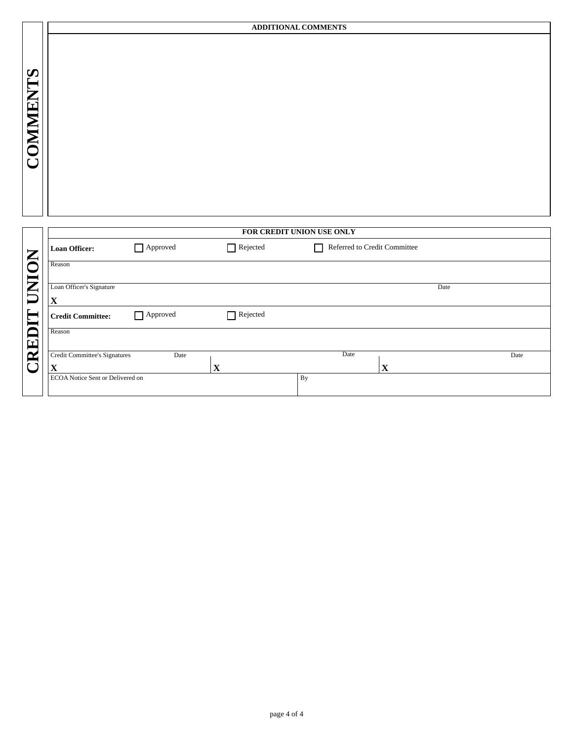## COMMENTS

| ADDITIONAL COMMENTS |
| --- |
| |

## CREDIT UNION

| FOR CREDIT UNION USE ONLY | | | |
| --- | --- | --- | --- |
| **Loan Officer:** | ☐ Approved | ☐ Rejected | ☐ Referred to Credit Committee |
| Reason | | | |
| Loan Officer's Signature<br>**X** | | | Date |
| **Credit Committee:** | ☐ Approved | ☐ Rejected | |
| Reason | | | |
| Credit Committee's Signatures<br>**X** | Date | **X** Date | **X** Date |
| ECOA Notice Sent or Delivered on | | By | |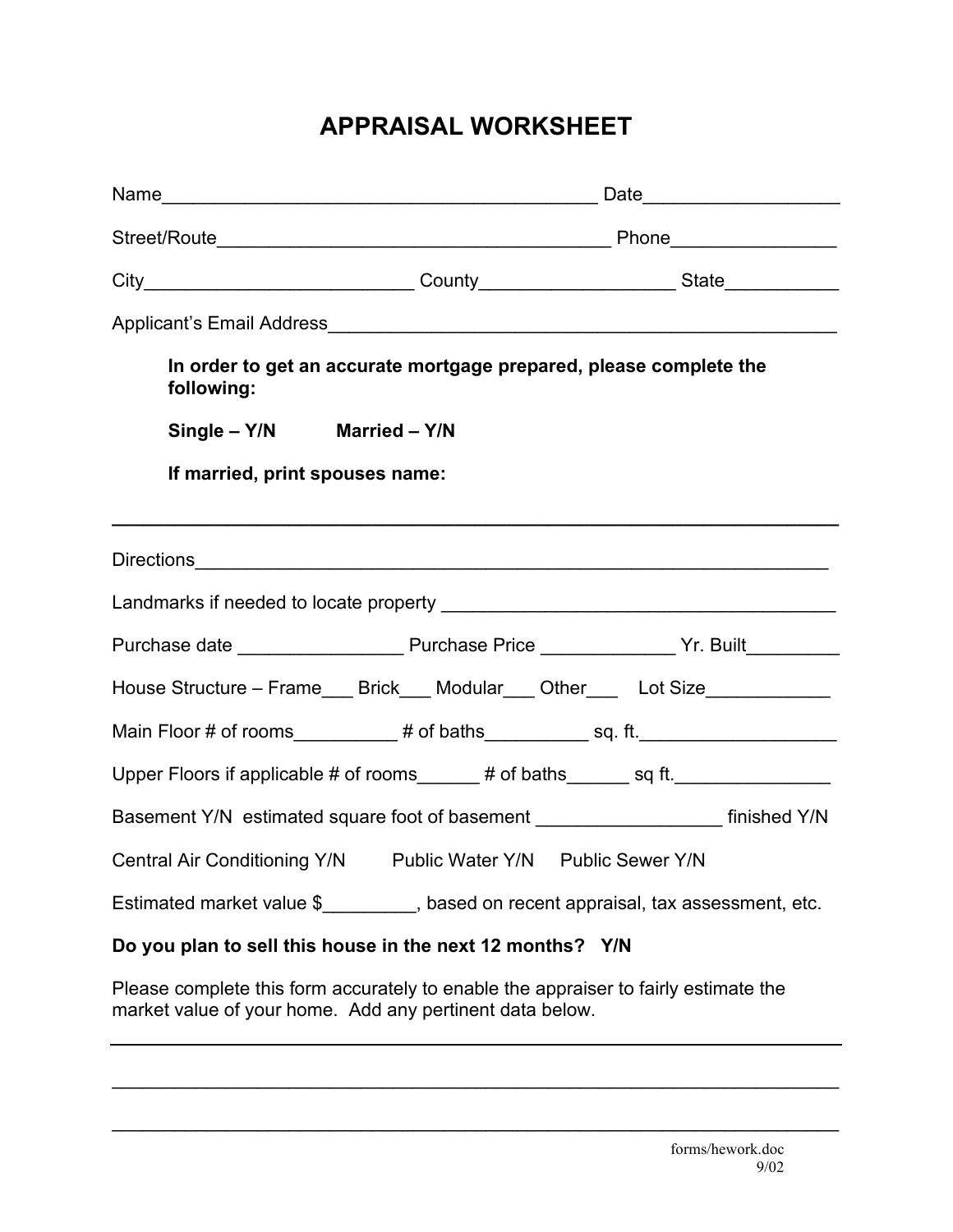# APPRAISAL WORKSHEET

Name__________________________________________ Date__________________

Street/Route______________________________________ Phone________________

City__________________________ County___________________ State___________

Applicant's Email Address__________________________________________________

**In order to get an accurate mortgage prepared, please complete the following:**

**Single – Y/N** **Married – Y/N**

**If married, print spouses name:**

_______________________________________________________________________

Directions_______________________________________________________________

Landmarks if needed to locate property _______________________________________

Purchase date ________________ Purchase Price _____________ Yr. Built_________

House Structure – Frame___ Brick___ Modular___ Other___ Lot Size____________

Main Floor # of rooms__________ # of baths__________ sq. ft.___________________

Upper Floors if applicable # of rooms______ # of baths______ sq ft._______________

Basement Y/N estimated square foot of basement __________________ finished Y/N

Central Air Conditioning Y/N Public Water Y/N Public Sewer Y/N

Estimated market value $_________, based on recent appraisal, tax assessment, etc.

**Do you plan to sell this house in the next 12 months? Y/N**

Please complete this form accurately to enable the appraiser to fairly estimate the market value of your home. Add any pertinent data below.

_______________________________________________________________________

_______________________________________________________________________

_______________________________________________________________________

forms/hework.doc
9/02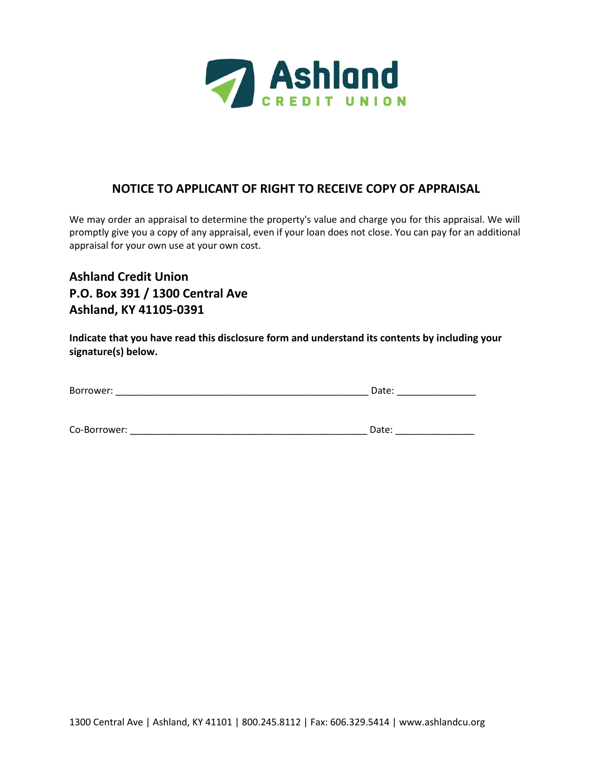# NOTICE TO APPLICANT OF RIGHT TO RECEIVE COPY OF APPRAISAL

We may order an appraisal to determine the property's value and charge you for this appraisal. We will promptly give you a copy of any appraisal, even if your loan does not close. You can pay for an additional appraisal for your own use at your own cost.

**Ashland Credit Union**
**P.O. Box 391 / 1300 Central Ave**
**Ashland, KY 41105-0391**

**Indicate that you have read this disclosure form and understand its contents by including your signature(s) below.**

Borrower: _________________________________________________ Date: _______________

Co-Borrower: ______________________________________________ Date: _______________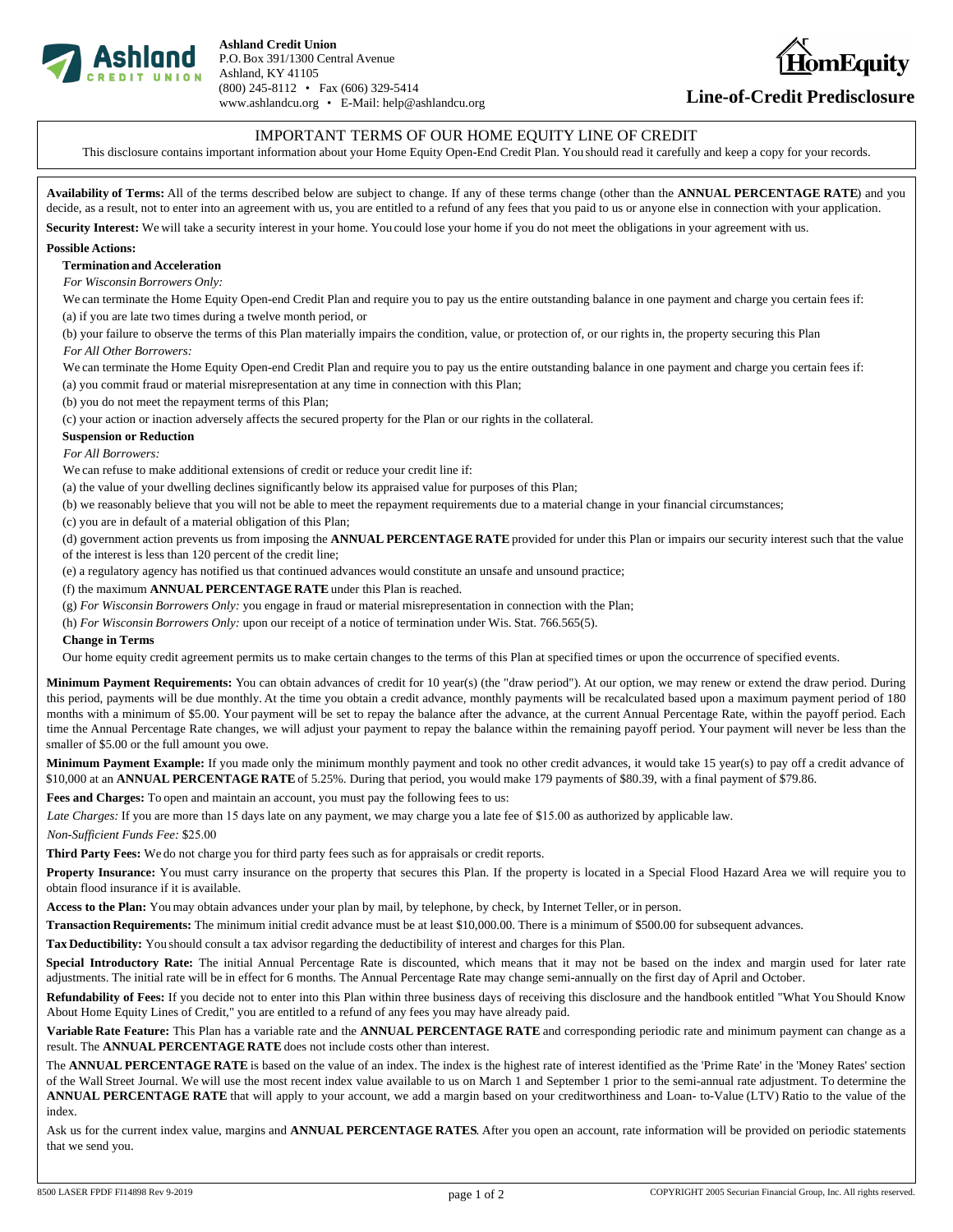**Ashland Credit Union**
P.O. Box 391/1300 Central Avenue
Ashland, KY 41105
(800) 245-8112 • Fax (606) 329-5414
www.ashlandcu.org • E-Mail: help@ashlandcu.org

HomEquity

# Line-of-Credit Predisclosure

## IMPORTANT TERMS OF OUR HOME EQUITY LINE OF CREDIT

This disclosure contains important information about your Home Equity Open-End Credit Plan. You should read it carefully and keep a copy for your records.

**Availability of Terms:** All of the terms described below are subject to change. If any of these terms change (other than the **ANNUAL PERCENTAGE RATE**) and you decide, as a result, not to enter into an agreement with us, you are entitled to a refund of any fees that you paid to us or anyone else in connection with your application.

**Security Interest:** We will take a security interest in your home. You could lose your home if you do not meet the obligations in your agreement with us.

**Possible Actions:**

**Termination and Acceleration**

*For Wisconsin Borrowers Only:*

We can terminate the Home Equity Open-end Credit Plan and require you to pay us the entire outstanding balance in one payment and charge you certain fees if:

(a) if you are late two times during a twelve month period, or

(b) your failure to observe the terms of this Plan materially impairs the condition, value, or protection of, or our rights in, the property securing this Plan

*For All Other Borrowers:*

We can terminate the Home Equity Open-end Credit Plan and require you to pay us the entire outstanding balance in one payment and charge you certain fees if:

(a) you commit fraud or material misrepresentation at any time in connection with this Plan;

(b) you do not meet the repayment terms of this Plan;

(c) your action or inaction adversely affects the secured property for the Plan or our rights in the collateral.

**Suspension or Reduction**

*For All Borrowers:*

We can refuse to make additional extensions of credit or reduce your credit line if:

(a) the value of your dwelling declines significantly below its appraised value for purposes of this Plan;

(b) we reasonably believe that you will not be able to meet the repayment requirements due to a material change in your financial circumstances;

(c) you are in default of a material obligation of this Plan;

(d) government action prevents us from imposing the **ANNUAL PERCENTAGE RATE** provided for under this Plan or impairs our security interest such that the value of the interest is less than 120 percent of the credit line;

(e) a regulatory agency has notified us that continued advances would constitute an unsafe and unsound practice;

(f) the maximum **ANNUAL PERCENTAGE RATE** under this Plan is reached.

(g) *For Wisconsin Borrowers Only:* you engage in fraud or material misrepresentation in connection with the Plan;

(h) *For Wisconsin Borrowers Only:* upon our receipt of a notice of termination under Wis. Stat. 766.565(5).

**Change in Terms**

Our home equity credit agreement permits us to make certain changes to the terms of this Plan at specified times or upon the occurrence of specified events.

**Minimum Payment Requirements:** You can obtain advances of credit for 10 year(s) (the "draw period"). At our option, we may renew or extend the draw period. During this period, payments will be due monthly. At the time you obtain a credit advance, monthly payments will be recalculated based upon a maximum payment period of 180 months with a minimum of $5.00. Your payment will be set to repay the balance after the advance, at the current Annual Percentage Rate, within the payoff period. Each time the Annual Percentage Rate changes, we will adjust your payment to repay the balance within the remaining payoff period. Your payment will never be less than the smaller of $5.00 or the full amount you owe.

**Minimum Payment Example:** If you made only the minimum monthly payment and took no other credit advances, it would take 15 year(s) to pay off a credit advance of $10,000 at an **ANNUAL PERCENTAGE RATE** of 5.25%. During that period, you would make 179 payments of $80.39, with a final payment of $79.86.

**Fees and Charges:** To open and maintain an account, you must pay the following fees to us:

*Late Charges:* If you are more than 15 days late on any payment, we may charge you a late fee of $15.00 as authorized by applicable law.

*Non-Sufficient Funds Fee:* $25.00

**Third Party Fees:** We do not charge you for third party fees such as for appraisals or credit reports.

**Property Insurance:** You must carry insurance on the property that secures this Plan. If the property is located in a Special Flood Hazard Area we will require you to obtain flood insurance if it is available.

**Access to the Plan:** You may obtain advances under your plan by mail, by telephone, by check, by Internet Teller, or in person.

**Transaction Requirements:** The minimum initial credit advance must be at least $10,000.00. There is a minimum of $500.00 for subsequent advances.

**Tax Deductibility:** You should consult a tax advisor regarding the deductibility of interest and charges for this Plan.

**Special Introductory Rate:** The initial Annual Percentage Rate is discounted, which means that it may not be based on the index and margin used for later rate adjustments. The initial rate will be in effect for 6 months. The Annual Percentage Rate may change semi-annually on the first day of April and October.

**Refundability of Fees:** If you decide not to enter into this Plan within three business days of receiving this disclosure and the handbook entitled "What You Should Know About Home Equity Lines of Credit," you are entitled to a refund of any fees you may have already paid.

**Variable Rate Feature:** This Plan has a variable rate and the **ANNUAL PERCENTAGE RATE** and corresponding periodic rate and minimum payment can change as a result. The **ANNUAL PERCENTAGE RATE** does not include costs other than interest.

The **ANNUAL PERCENTAGE RATE** is based on the value of an index. The index is the highest rate of interest identified as the 'Prime Rate' in the 'Money Rates' section of the Wall Street Journal. We will use the most recent index value available to us on March 1 and September 1 prior to the semi-annual rate adjustment. To determine the **ANNUAL PERCENTAGE RATE** that will apply to your account, we add a margin based on your creditworthiness and Loan- to-Value (LTV) Ratio to the value of the index.

Ask us for the current index value, margins and **ANNUAL PERCENTAGE RATES**. After you open an account, rate information will be provided on periodic statements that we send you.

8500 LASER FPDF FI14898 Rev 9-2019 COPYRIGHT 2005 Securian Financial Group, Inc. All rights reserved.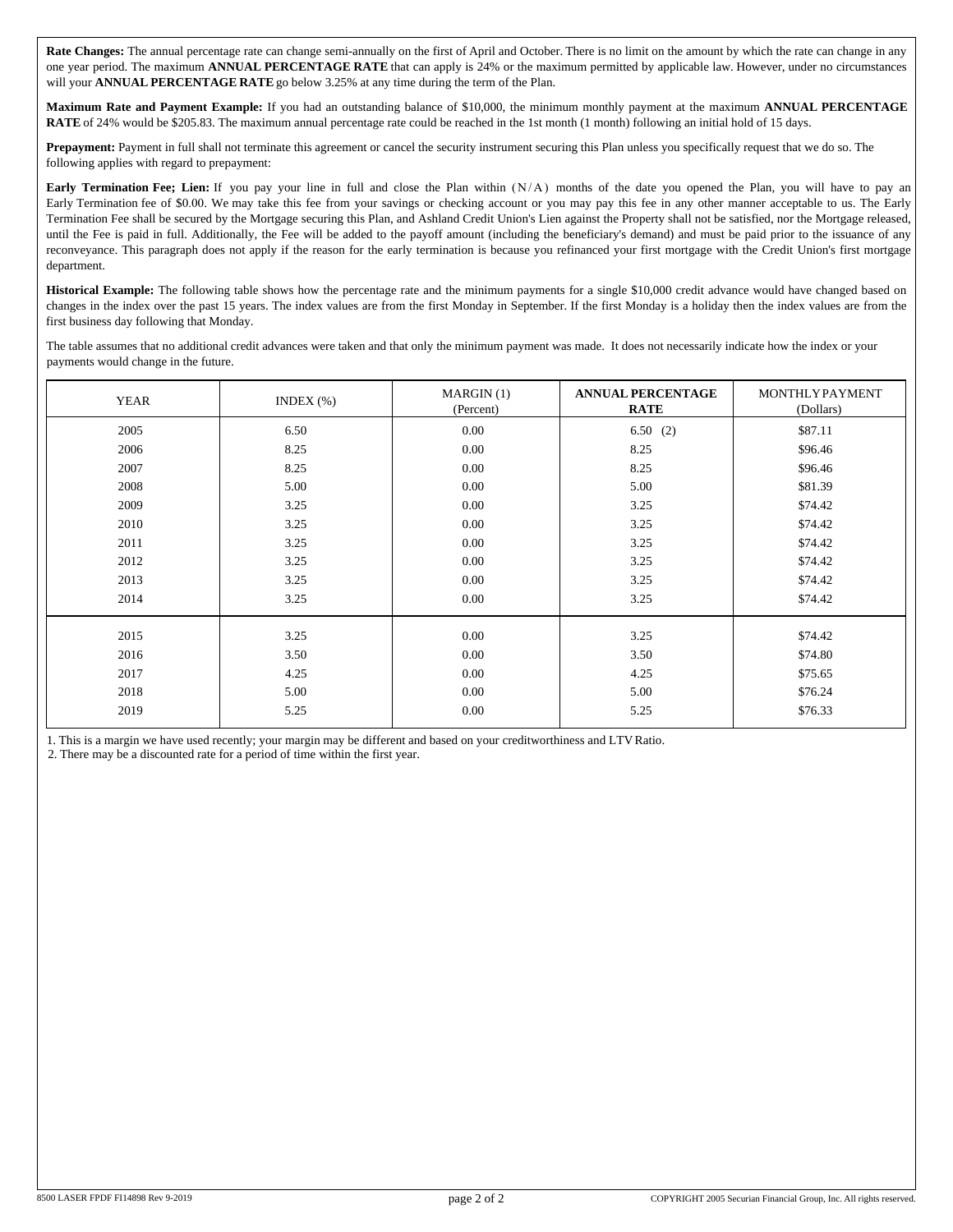**Rate Changes:** The annual percentage rate can change semi-annually on the first of April and October. There is no limit on the amount by which the rate can change in any one year period. The maximum **ANNUAL PERCENTAGE RATE** that can apply is 24% or the maximum permitted by applicable law. However, under no circumstances will your **ANNUAL PERCENTAGE RATE** go below 3.25% at any time during the term of the Plan.

**Maximum Rate and Payment Example:** If you had an outstanding balance of $10,000, the minimum monthly payment at the maximum **ANNUAL PERCENTAGE RATE** of 24% would be $205.83. The maximum annual percentage rate could be reached in the 1st month (1 month) following an initial hold of 15 days.

**Prepayment:** Payment in full shall not terminate this agreement or cancel the security instrument securing this Plan unless you specifically request that we do so. The following applies with regard to prepayment:

**Early Termination Fee; Lien:** If you pay your line in full and close the Plan within (N/A) months of the date you opened the Plan, you will have to pay an Early Termination fee of $0.00. We may take this fee from your savings or checking account or you may pay this fee in any other manner acceptable to us. The Early Termination Fee shall be secured by the Mortgage securing this Plan, and Ashland Credit Union's Lien against the Property shall not be satisfied, nor the Mortgage released, until the Fee is paid in full. Additionally, the Fee will be added to the payoff amount (including the beneficiary's demand) and must be paid prior to the issuance of any reconveyance. This paragraph does not apply if the reason for the early termination is because you refinanced your first mortgage with the Credit Union's first mortgage department.

**Historical Example:** The following table shows how the percentage rate and the minimum payments for a single $10,000 credit advance would have changed based on changes in the index over the past 15 years. The index values are from the first Monday in September. If the first Monday is a holiday then the index values are from the first business day following that Monday.

The table assumes that no additional credit advances were taken and that only the minimum payment was made. It does not necessarily indicate how the index or your payments would change in the future.

| YEAR | INDEX (%) | MARGIN (1) (Percent) | **ANNUAL PERCENTAGE RATE** | MONTHLY PAYMENT (Dollars) |
|---|---|---|---|---|
| 2005 | 6.50 | 0.00 | 6.50 (2) | $87.11 |
| 2006 | 8.25 | 0.00 | 8.25 | $96.46 |
| 2007 | 8.25 | 0.00 | 8.25 | $96.46 |
| 2008 | 5.00 | 0.00 | 5.00 | $81.39 |
| 2009 | 3.25 | 0.00 | 3.25 | $74.42 |
| 2010 | 3.25 | 0.00 | 3.25 | $74.42 |
| 2011 | 3.25 | 0.00 | 3.25 | $74.42 |
| 2012 | 3.25 | 0.00 | 3.25 | $74.42 |
| 2013 | 3.25 | 0.00 | 3.25 | $74.42 |
| 2014 | 3.25 | 0.00 | 3.25 | $74.42 |
| 2015 | 3.25 | 0.00 | 3.25 | $74.42 |
| 2016 | 3.50 | 0.00 | 3.50 | $74.80 |
| 2017 | 4.25 | 0.00 | 4.25 | $75.65 |
| 2018 | 5.00 | 0.00 | 5.00 | $76.24 |
| 2019 | 5.25 | 0.00 | 5.25 | $76.33 |

1. This is a margin we have used recently; your margin may be different and based on your creditworthiness and LTV Ratio.
2. There may be a discounted rate for a period of time within the first year.

8500 LASER FPDF FI14898 Rev 9-2019

COPYRIGHT 2005 Securian Financial Group, Inc. All rights reserved.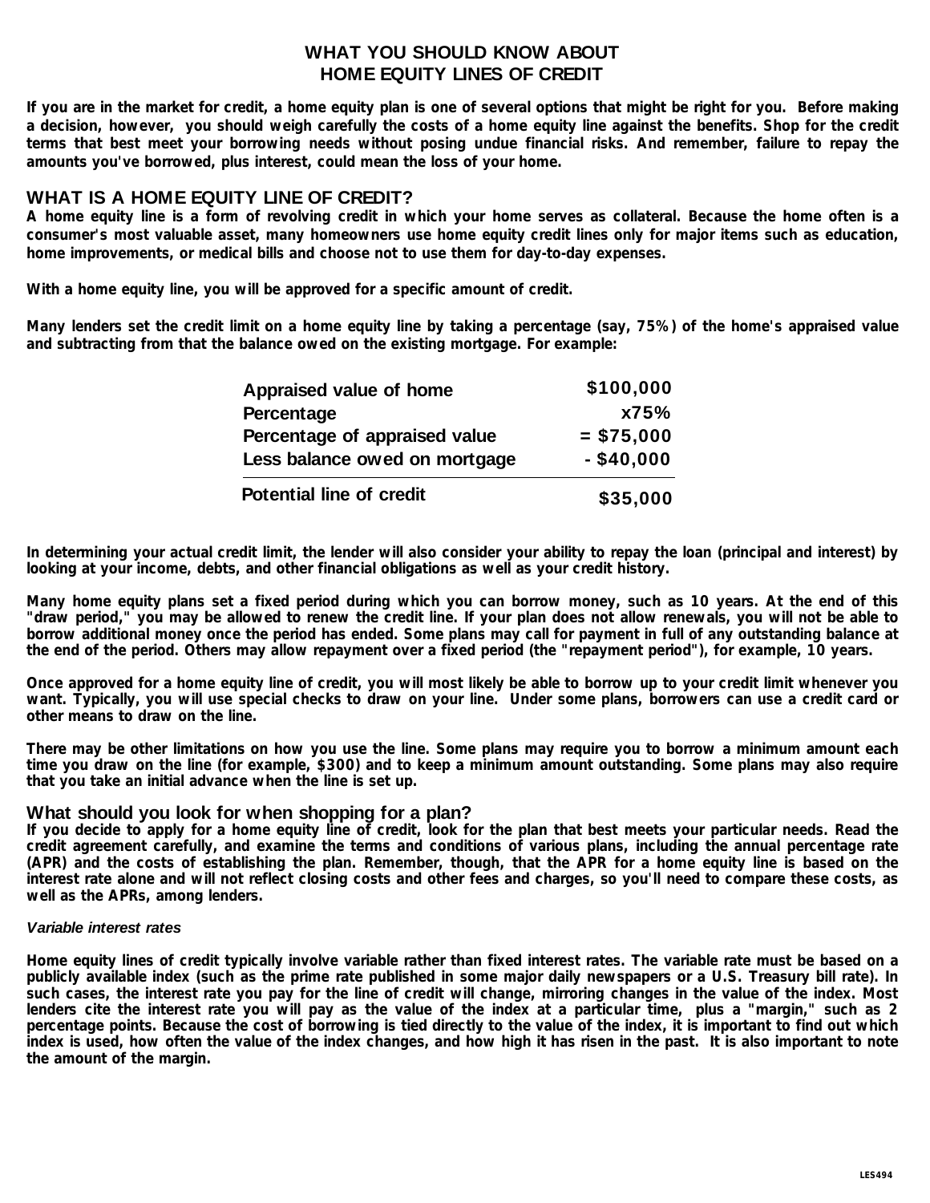# WHAT YOU SHOULD KNOW ABOUT HOME EQUITY LINES OF CREDIT

**If you are in the market for credit, a home equity plan is one of several options that might be right for you. Before making a decision, however, you should weigh carefully the costs of a home equity line against the benefits. Shop for the credit terms that best meet your borrowing needs without posing undue financial risks. And remember, failure to repay the amounts you've borrowed, plus interest, could mean the loss of your home.**

## WHAT IS A HOME EQUITY LINE OF CREDIT?

**A home equity line is a form of revolving credit in which your home serves as collateral. Because the home often is a consumer's most valuable asset, many homeowners use home equity credit lines only for major items such as education, home improvements, or medical bills and choose not to use them for day-to-day expenses.**

**With a home equity line, you will be approved for a specific amount of credit.**

**Many lenders set the credit limit on a home equity line by taking a percentage (say, 75%) of the home's appraised value and subtracting from that the balance owed on the existing mortgage. For example:**

| | |
|---|---|
| **Appraised value of home** | **\$100,000** |
| **Percentage** | **x75%** |
| **Percentage of appraised value** | **= \$75,000** |
| **Less balance owed on mortgage** | **- \$40,000** |
| **Potential line of credit** | **\$35,000** |

**In determining your actual credit limit, the lender will also consider your ability to repay the loan (principal and interest) by looking at your income, debts, and other financial obligations as well as your credit history.**

**Many home equity plans set a fixed period during which you can borrow money, such as 10 years. At the end of this "draw period," you may be allowed to renew the credit line. If your plan does not allow renewals, you will not be able to borrow additional money once the period has ended. Some plans may call for payment in full of any outstanding balance at the end of the period. Others may allow repayment over a fixed period (the "repayment period"), for example, 10 years.**

**Once approved for a home equity line of credit, you will most likely be able to borrow up to your credit limit whenever you want. Typically, you will use special checks to draw on your line. Under some plans, borrowers can use a credit card or other means to draw on the line.**

**There may be other limitations on how you use the line. Some plans may require you to borrow a minimum amount each time you draw on the line (for example, \$300) and to keep a minimum amount outstanding. Some plans may also require that you take an initial advance when the line is set up.**

## What should you look for when shopping for a plan?

**If you decide to apply for a home equity line of credit, look for the plan that best meets your particular needs. Read the credit agreement carefully, and examine the terms and conditions of various plans, including the annual percentage rate (APR) and the costs of establishing the plan. Remember, though, that the APR for a home equity line is based on the interest rate alone and will not reflect closing costs and other fees and charges, so you'll need to compare these costs, as well as the APRs, among lenders.**

### *Variable interest rates*

**Home equity lines of credit typically involve variable rather than fixed interest rates. The variable rate must be based on a publicly available index (such as the prime rate published in some major daily newspapers or a U.S. Treasury bill rate). In such cases, the interest rate you pay for the line of credit will change, mirroring changes in the value of the index. Most lenders cite the interest rate you will pay as the value of the index at a particular time, plus a "margin," such as 2 percentage points. Because the cost of borrowing is tied directly to the value of the index, it is important to find out which index is used, how often the value of the index changes, and how high it has risen in the past. It is also important to note the amount of the margin.**

LES494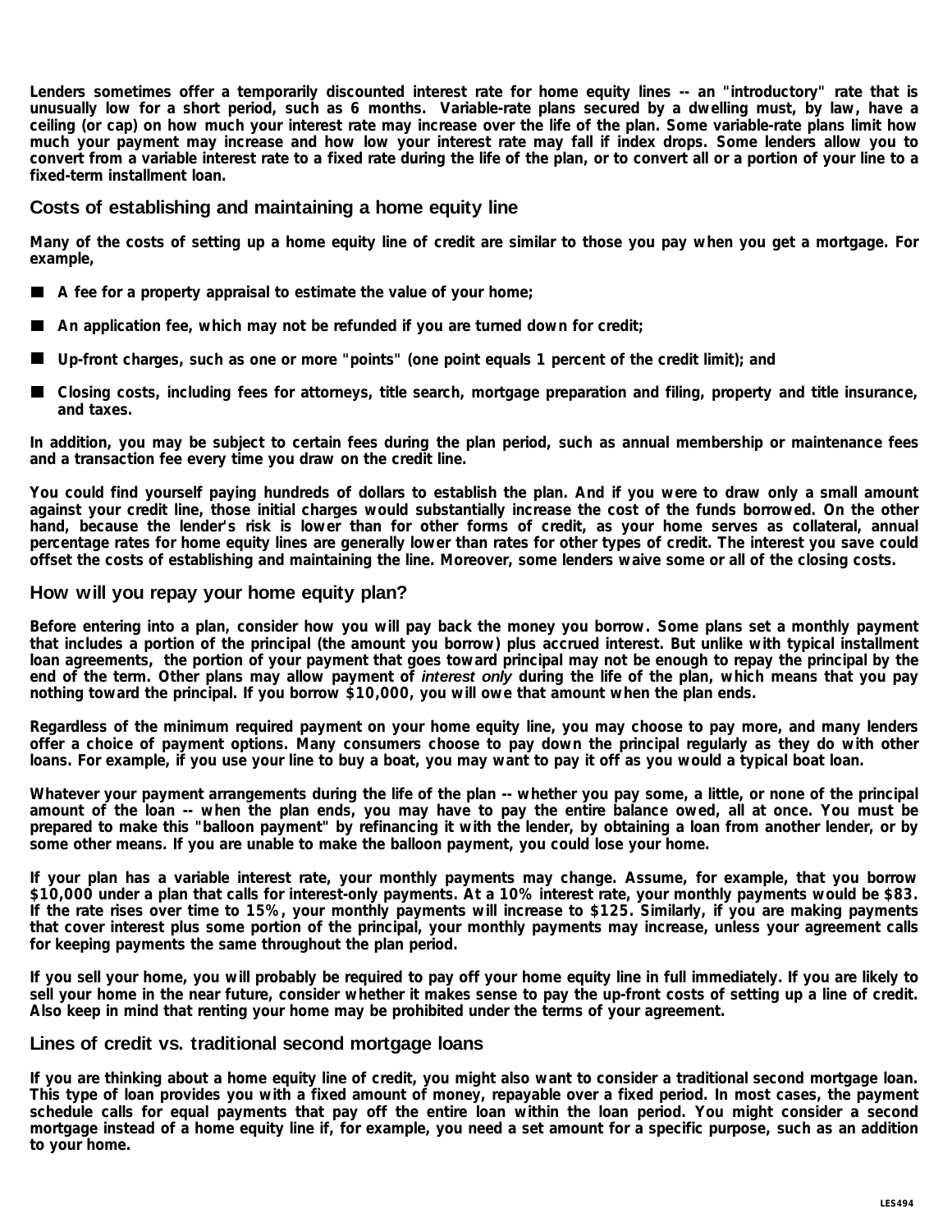Lenders sometimes offer a temporarily discounted interest rate for home equity lines -- an "introductory" rate that is unusually low for a short period, such as 6 months. Variable-rate plans secured by a dwelling must, by law, have a ceiling (or cap) on how much your interest rate may increase over the life of the plan. Some variable-rate plans limit how much your payment may increase and how low your interest rate may fall if index drops. Some lenders allow you to convert from a variable interest rate to a fixed rate during the life of the plan, or to convert all or a portion of your line to a fixed-term installment loan.

## Costs of establishing and maintaining a home equity line

Many of the costs of setting up a home equity line of credit are similar to those you pay when you get a mortgage. For example,

- A fee for a property appraisal to estimate the value of your home;
- An application fee, which may not be refunded if you are turned down for credit;
- Up-front charges, such as one or more "points" (one point equals 1 percent of the credit limit); and
- Closing costs, including fees for attorneys, title search, mortgage preparation and filing, property and title insurance, and taxes.

In addition, you may be subject to certain fees during the plan period, such as annual membership or maintenance fees and a transaction fee every time you draw on the credit line.

You could find yourself paying hundreds of dollars to establish the plan. And if you were to draw only a small amount against your credit line, those initial charges would substantially increase the cost of the funds borrowed. On the other hand, because the lender's risk is lower than for other forms of credit, as your home serves as collateral, annual percentage rates for home equity lines are generally lower than rates for other types of credit. The interest you save could offset the costs of establishing and maintaining the line. Moreover, some lenders waive some or all of the closing costs.

## How will you repay your home equity plan?

Before entering into a plan, consider how you will pay back the money you borrow. Some plans set a monthly payment that includes a portion of the principal (the amount you borrow) plus accrued interest. But unlike with typical installment loan agreements, the portion of your payment that goes toward principal may not be enough to repay the principal by the end of the term. Other plans may allow payment of *interest only* during the life of the plan, which means that you pay nothing toward the principal. If you borrow $10,000, you will owe that amount when the plan ends.

Regardless of the minimum required payment on your home equity line, you may choose to pay more, and many lenders offer a choice of payment options. Many consumers choose to pay down the principal regularly as they do with other loans. For example, if you use your line to buy a boat, you may want to pay it off as you would a typical boat loan.

Whatever your payment arrangements during the life of the plan -- whether you pay some, a little, or none of the principal amount of the loan -- when the plan ends, you may have to pay the entire balance owed, all at once. You must be prepared to make this "balloon payment" by refinancing it with the lender, by obtaining a loan from another lender, or by some other means. If you are unable to make the balloon payment, you could lose your home.

If your plan has a variable interest rate, your monthly payments may change. Assume, for example, that you borrow $10,000 under a plan that calls for interest-only payments. At a 10% interest rate, your monthly payments would be $83. If the rate rises over time to 15%, your monthly payments will increase to $125. Similarly, if you are making payments that cover interest plus some portion of the principal, your monthly payments may increase, unless your agreement calls for keeping payments the same throughout the plan period.

If you sell your home, you will probably be required to pay off your home equity line in full immediately. If you are likely to sell your home in the near future, consider whether it makes sense to pay the up-front costs of setting up a line of credit. Also keep in mind that renting your home may be prohibited under the terms of your agreement.

## Lines of credit vs. traditional second mortgage loans

If you are thinking about a home equity line of credit, you might also want to consider a traditional second mortgage loan. This type of loan provides you with a fixed amount of money, repayable over a fixed period. In most cases, the payment schedule calls for equal payments that pay off the entire loan within the loan period. You might consider a second mortgage instead of a home equity line if, for example, you need a set amount for a specific purpose, such as an addition to your home.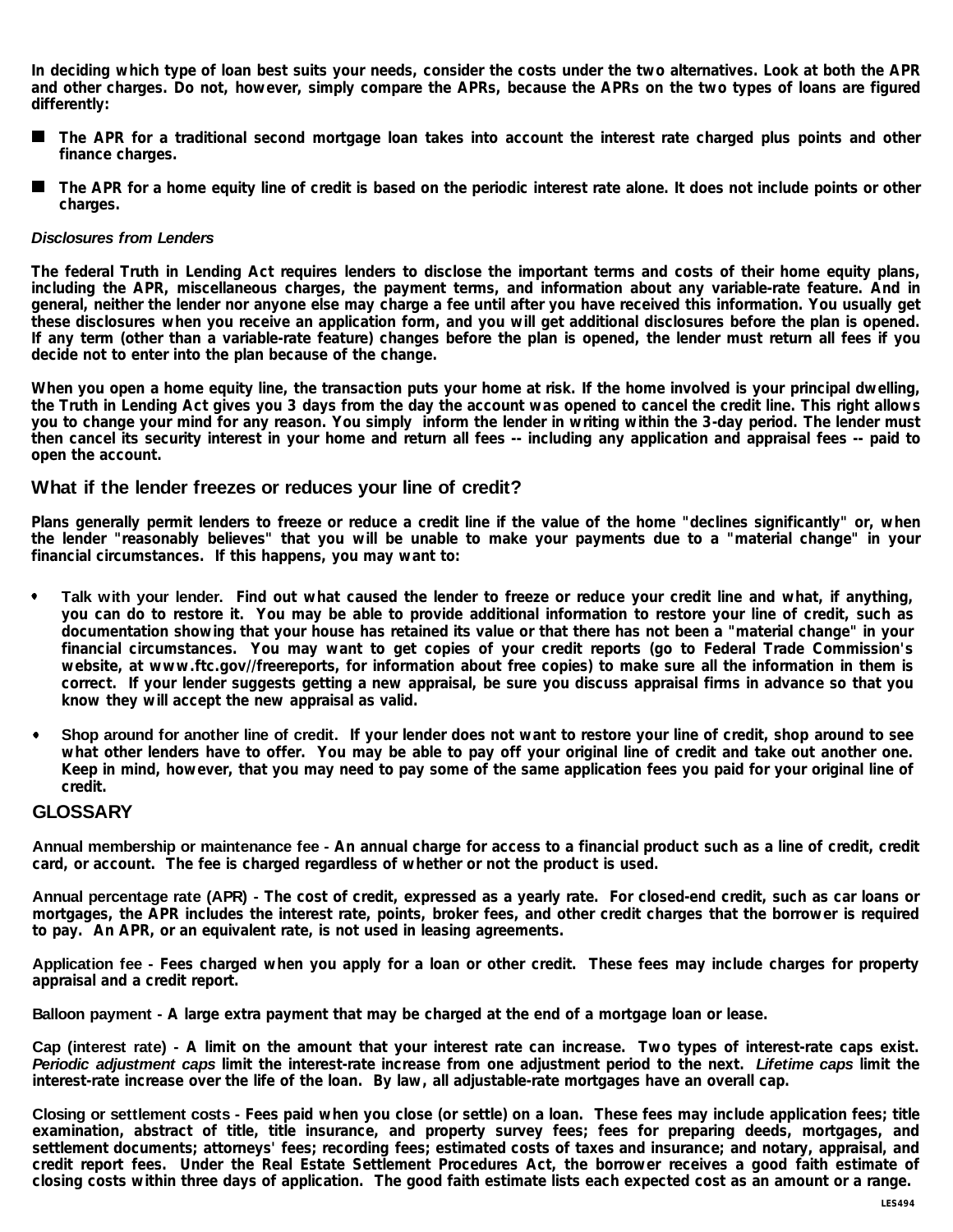In deciding which type of loan best suits your needs, consider the costs under the two alternatives. Look at both the APR and other charges. Do not, however, simply compare the APRs, because the APRs on the two types of loans are figured differently:

- The APR for a traditional second mortgage loan takes into account the interest rate charged plus points and other finance charges.
- The APR for a home equity line of credit is based on the periodic interest rate alone. It does not include points or other charges.

*Disclosures from Lenders*

The federal Truth in Lending Act requires lenders to disclose the important terms and costs of their home equity plans, including the APR, miscellaneous charges, the payment terms, and information about any variable-rate feature. And in general, neither the lender nor anyone else may charge a fee until after you have received this information. You usually get these disclosures when you receive an application form, and you will get additional disclosures before the plan is opened. If any term (other than a variable-rate feature) changes before the plan is opened, the lender must return all fees if you decide not to enter into the plan because of the change.

When you open a home equity line, the transaction puts your home at risk. If the home involved is your principal dwelling, the Truth in Lending Act gives you 3 days from the day the account was opened to cancel the credit line. This right allows you to change your mind for any reason. You simply inform the lender in writing within the 3-day period. The lender must then cancel its security interest in your home and return all fees -- including any application and appraisal fees -- paid to open the account.

## What if the lender freezes or reduces your line of credit?

Plans generally permit lenders to freeze or reduce a credit line if the value of the home "declines significantly" or, when the lender "reasonably believes" that you will be unable to make your payments due to a "material change" in your financial circumstances. If this happens, you may want to:

- Talk with your lender. Find out what caused the lender to freeze or reduce your credit line and what, if anything, you can do to restore it. You may be able to provide additional information to restore your line of credit, such as documentation showing that your house has retained its value or that there has not been a "material change" in your financial circumstances. You may want to get copies of your credit reports (go to Federal Trade Commission's website, at www.ftc.gov//freereports, for information about free copies) to make sure all the information in them is correct. If your lender suggests getting a new appraisal, be sure you discuss appraisal firms in advance so that you know they will accept the new appraisal as valid.

- Shop around for another line of credit. If your lender does not want to restore your line of credit, shop around to see what other lenders have to offer. You may be able to pay off your original line of credit and take out another one. Keep in mind, however, that you may need to pay some of the same application fees you paid for your original line of credit.

## GLOSSARY

Annual membership or maintenance fee - An annual charge for access to a financial product such as a line of credit, credit card, or account. The fee is charged regardless of whether or not the product is used.

Annual percentage rate (APR) - The cost of credit, expressed as a yearly rate. For closed-end credit, such as car loans or mortgages, the APR includes the interest rate, points, broker fees, and other credit charges that the borrower is required to pay. An APR, or an equivalent rate, is not used in leasing agreements.

Application fee - Fees charged when you apply for a loan or other credit. These fees may include charges for property appraisal and a credit report.

Balloon payment - A large extra payment that may be charged at the end of a mortgage loan or lease.

Cap (interest rate) - A limit on the amount that your interest rate can increase. Two types of interest-rate caps exist. *Periodic adjustment caps* limit the interest-rate increase from one adjustment period to the next. *Lifetime caps* limit the interest-rate increase over the life of the loan. By law, all adjustable-rate mortgages have an overall cap.

Closing or settlement costs - Fees paid when you close (or settle) on a loan. These fees may include application fees; title examination, abstract of title, title insurance, and property survey fees; fees for preparing deeds, mortgages, and settlement documents; attorneys' fees; recording fees; estimated costs of taxes and insurance; and notary, appraisal, and credit report fees. Under the Real Estate Settlement Procedures Act, the borrower receives a good faith estimate of closing costs within three days of application. The good faith estimate lists each expected cost as an amount or a range.

LES494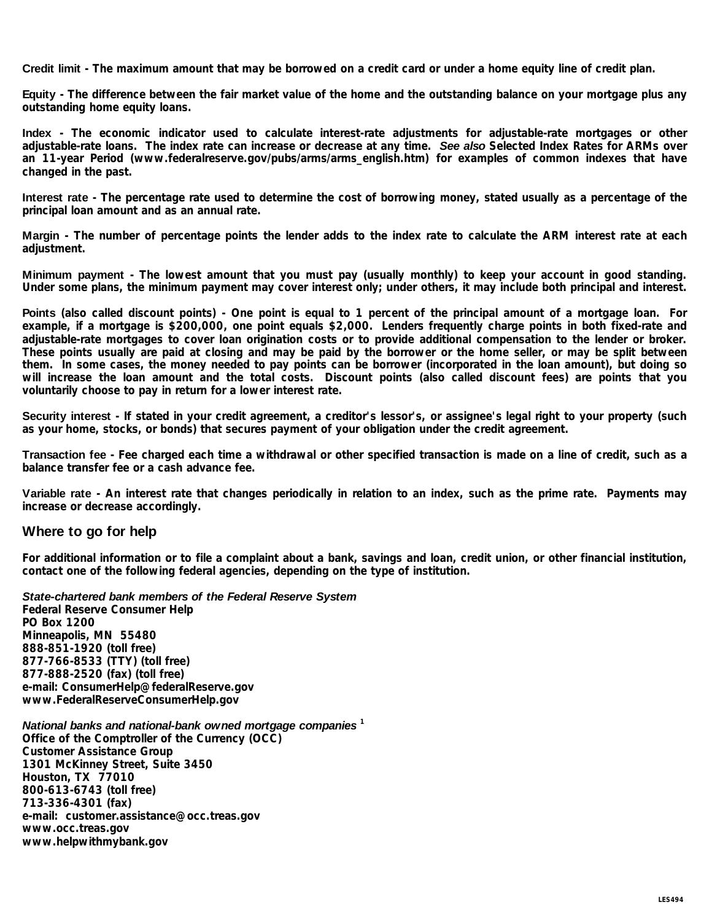**Credit limit** - The maximum amount that may be borrowed on a credit card or under a home equity line of credit plan.

**Equity** - The difference between the fair market value of the home and the outstanding balance on your mortgage plus any outstanding home equity loans.

**Index** - The economic indicator used to calculate interest-rate adjustments for adjustable-rate mortgages or other adjustable-rate loans. The index rate can increase or decrease at any time. *See also* Selected Index Rates for ARMs over an 11-year Period (www.federalreserve.gov/pubs/arms/arms_english.htm) for examples of common indexes that have changed in the past.

**Interest rate** - The percentage rate used to determine the cost of borrowing money, stated usually as a percentage of the principal loan amount and as an annual rate.

**Margin** - The number of percentage points the lender adds to the index rate to calculate the ARM interest rate at each adjustment.

**Minimum payment** - The lowest amount that you must pay (usually monthly) to keep your account in good standing. Under some plans, the minimum payment may cover interest only; under others, it may include both principal and interest.

**Points (also called discount points)** - One point is equal to 1 percent of the principal amount of a mortgage loan. For example, if a mortgage is $200,000, one point equals $2,000. Lenders frequently charge points in both fixed-rate and adjustable-rate mortgages to cover loan origination costs or to provide additional compensation to the lender or broker. These points usually are paid at closing and may be paid by the borrower or the home seller, or may be split between them. In some cases, the money needed to pay points can be borrower (incorporated in the loan amount), but doing so will increase the loan amount and the total costs. Discount points (also called discount fees) are points that you voluntarily choose to pay in return for a lower interest rate.

**Security interest** - If stated in your credit agreement, a creditor's lessor's, or assignee's legal right to your property (such as your home, stocks, or bonds) that secures payment of your obligation under the credit agreement.

**Transaction fee** - Fee charged each time a withdrawal or other specified transaction is made on a line of credit, such as a balance transfer fee or a cash advance fee.

**Variable rate** - An interest rate that changes periodically in relation to an index, such as the prime rate. Payments may increase or decrease accordingly.

## Where to go for help

For additional information or to file a complaint about a bank, savings and loan, credit union, or other financial institution, contact one of the following federal agencies, depending on the type of institution.

*State-chartered bank members of the Federal Reserve System*
Federal Reserve Consumer Help
PO Box 1200
Minneapolis, MN 55480
888-851-1920 (toll free)
877-766-8533 (TTY) (toll free)
877-888-2520 (fax) (toll free)
e-mail: ConsumerHelp@federalReserve.gov
www.FederalReserveConsumerHelp.gov

*National banks and national-bank owned mortgage companies* [1]
Office of the Comptroller of the Currency (OCC)
Customer Assistance Group
1301 McKinney Street, Suite 3450
Houston, TX 77010
800-613-6743 (toll free)
713-336-4301 (fax)
e-mail: customer.assistance@occ.treas.gov
www.occ.treas.gov
www.helpwithmybank.gov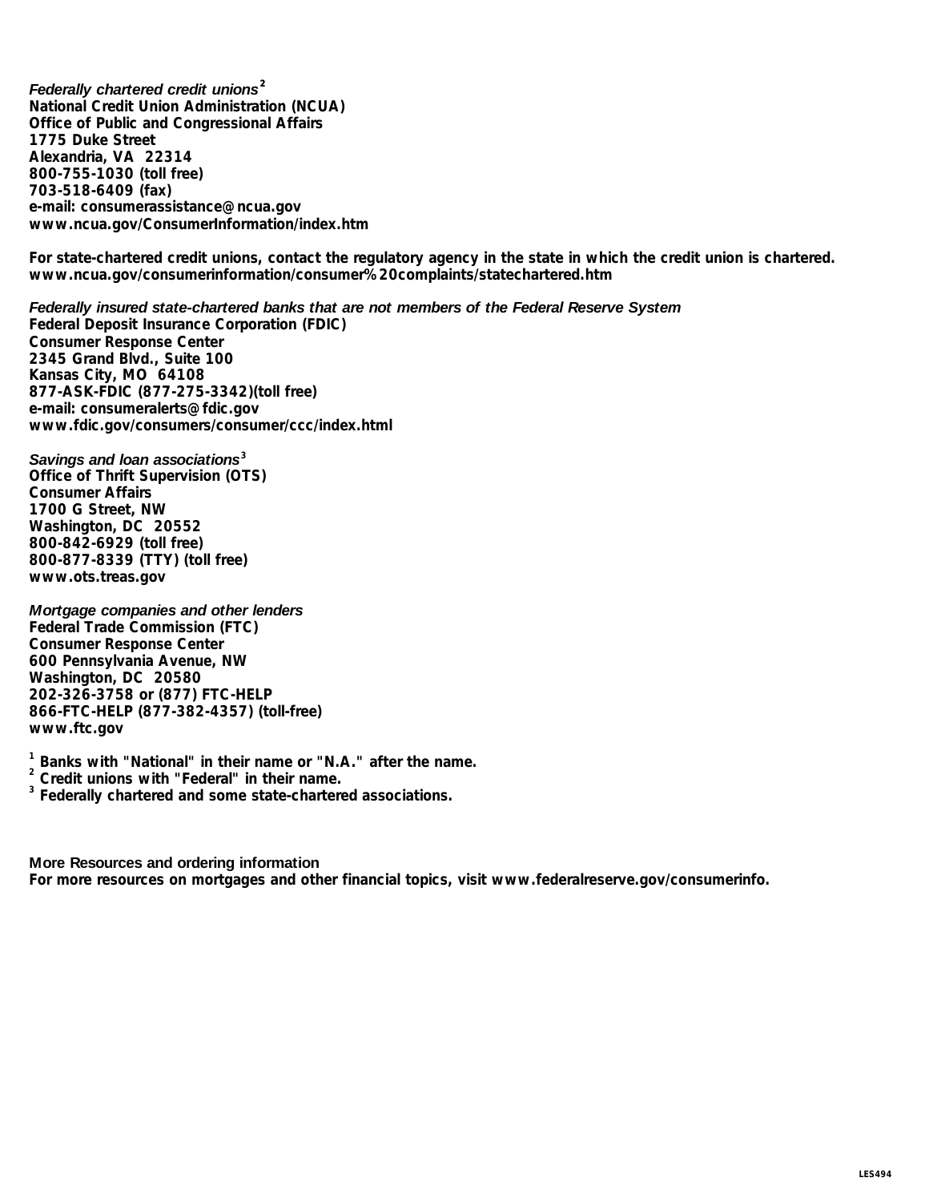*Federally chartered credit unions*[2]
**National Credit Union Administration (NCUA)**
**Office of Public and Congressional Affairs**
**1775 Duke Street**
**Alexandria, VA 22314**
**800-755-1030 (toll free)**
**703-518-6409 (fax)**
**e-mail: consumerassistance@ncua.gov**
**www.ncua.gov/ConsumerInformation/index.htm**

**For state-chartered credit unions, contact the regulatory agency in the state in which the credit union is chartered.**
**www.ncua.gov/consumerinformation/consumer%20complaints/statechartered.htm**

*Federally insured state-chartered banks that are not members of the Federal Reserve System*
**Federal Deposit Insurance Corporation (FDIC)**
**Consumer Response Center**
**2345 Grand Blvd., Suite 100**
**Kansas City, MO 64108**
**877-ASK-FDIC (877-275-3342)(toll free)**
**e-mail: consumeralerts@fdic.gov**
**www.fdic.gov/consumers/consumer/ccc/index.html**

*Savings and loan associations*[3]
**Office of Thrift Supervision (OTS)**
**Consumer Affairs**
**1700 G Street, NW**
**Washington, DC 20552**
**800-842-6929 (toll free)**
**800-877-8339 (TTY) (toll free)**
**www.ots.treas.gov**

*Mortgage companies and other lenders*
**Federal Trade Commission (FTC)**
**Consumer Response Center**
**600 Pennsylvania Avenue, NW**
**Washington, DC 20580**
**202-326-3758 or (877) FTC-HELP**
**866-FTC-HELP (877-382-4357) (toll-free)**
**www.ftc.gov**

[1] **Banks with "National" in their name or "N.A." after the name.**
[2] **Credit unions with "Federal" in their name.**
[3] **Federally chartered and some state-chartered associations.**

**More Resources and ordering information**
**For more resources on mortgages and other financial topics, visit www.federalreserve.gov/consumerinfo.**

LES494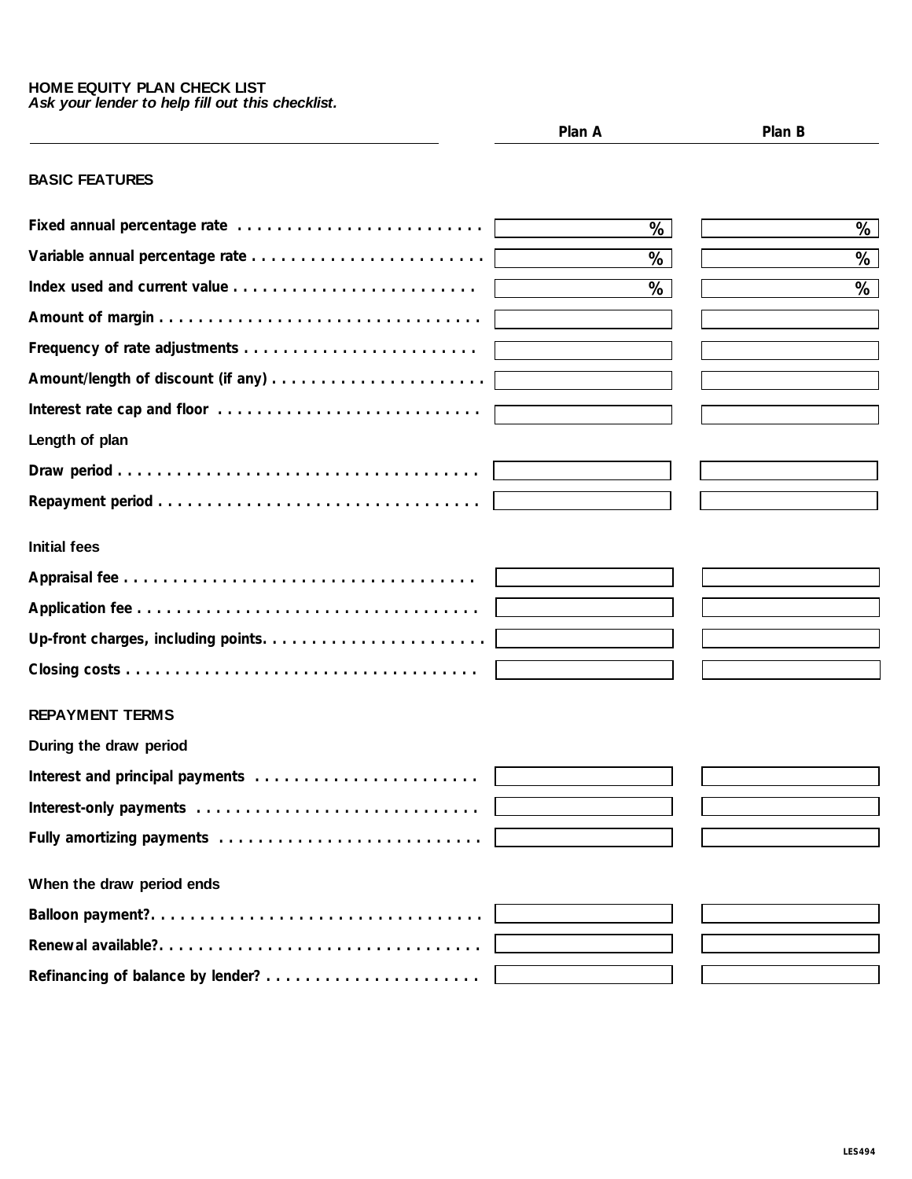## HOME EQUITY PLAN CHECK LIST

*Ask your lender to help fill out this checklist.*

| | Plan A | Plan B |
|---|---|---|
| **BASIC FEATURES** | | |
| Fixed annual percentage rate | % | % |
| Variable annual percentage rate | % | % |
| Index used and current value | % | % |
| Amount of margin | | |
| Frequency of rate adjustments | | |
| Amount/length of discount (if any) | | |
| Interest rate cap and floor | | |
| **Length of plan** | | |
| Draw period | | |
| Repayment period | | |
| **Initial fees** | | |
| Appraisal fee | | |
| Application fee | | |
| Up-front charges, including points | | |
| Closing costs | | |
| **REPAYMENT TERMS** | | |
| **During the draw period** | | |
| Interest and principal payments | | |
| Interest-only payments | | |
| Fully amortizing payments | | |
| **When the draw period ends** | | |
| Balloon payment? | | |
| Renewal available? | | |
| Refinancing of balance by lender? | | |

LES494